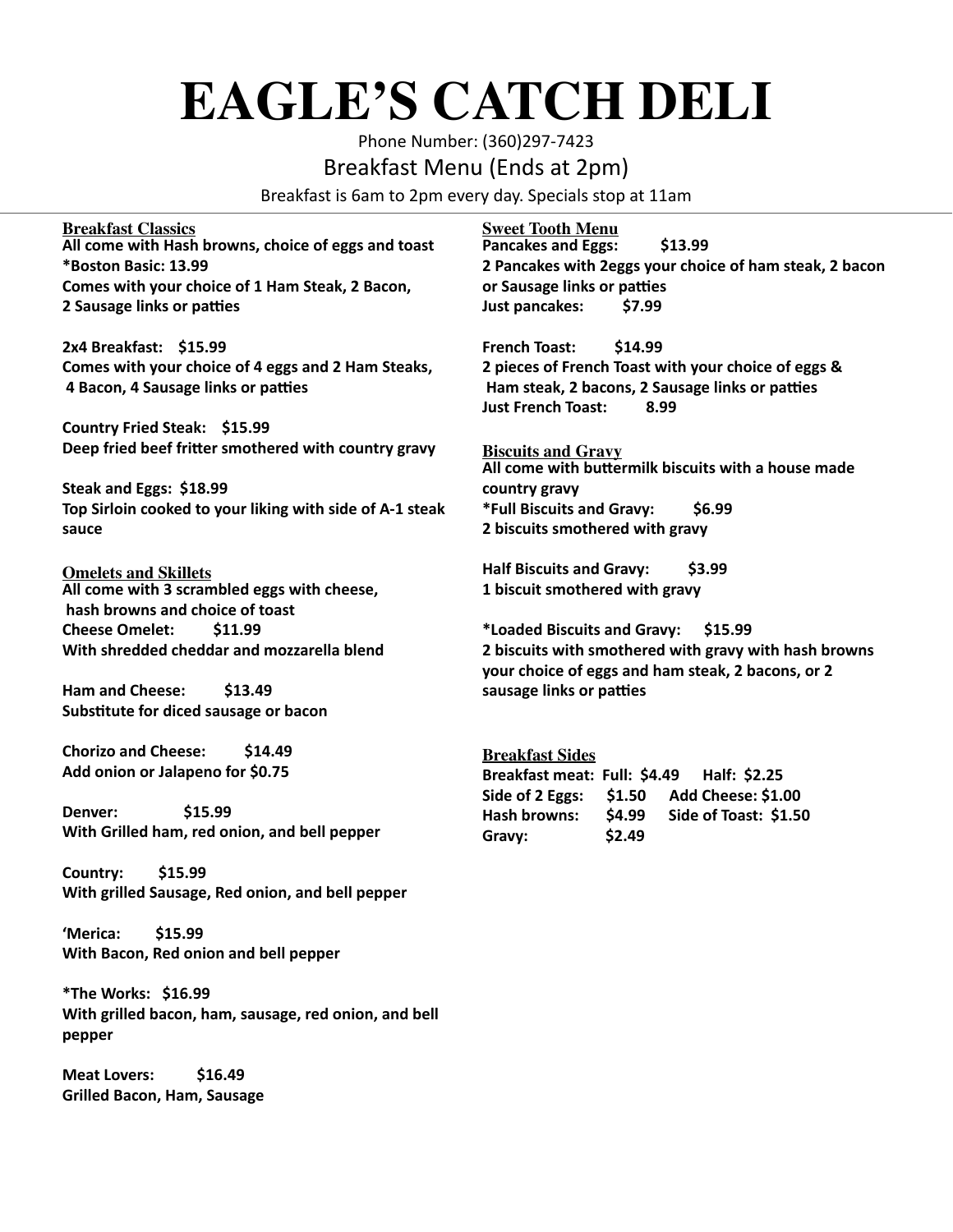# EAGLE'S CATCH DELI

Phone Number: (360)297-7423

Breakfast Menu (Ends at 2pm)

Breakfast is 6am to 2pm every day. Specials stop at 11am

## Breakfast Classics

**All come with Hash browns, choice of eggs and toast**

**\*Boston Basic: 13.99**
**Comes with your choice of 1 Ham Steak, 2 Bacon, 2 Sausage links or patties**

**2x4 Breakfast: $15.99**
**Comes with your choice of 4 eggs and 2 Ham Steaks, 4 Bacon, 4 Sausage links or patties**

**Country Fried Steak: $15.99**
**Deep fried beef fritter smothered with country gravy**

**Steak and Eggs: $18.99**
**Top Sirloin cooked to your liking with side of A-1 steak sauce**

## Omelets and Skillets

**All come with 3 scrambled eggs with cheese, hash browns and choice of toast**

**Cheese Omelet: $11.99**
**With shredded cheddar and mozzarella blend**

**Ham and Cheese: $13.49**
**Substitute for diced sausage or bacon**

**Chorizo and Cheese: $14.49**
**Add onion or Jalapeno for $0.75**

**Denver: $15.99**
**With Grilled ham, red onion, and bell pepper**

**Country: $15.99**
**With grilled Sausage, Red onion, and bell pepper**

**'Merica: $15.99**
**With Bacon, Red onion and bell pepper**

**\*The Works: $16.99**
**With grilled bacon, ham, sausage, red onion, and bell pepper**

**Meat Lovers: $16.49**
**Grilled Bacon, Ham, Sausage**

## Sweet Tooth Menu

**Pancakes and Eggs: $13.99**
**2 Pancakes with 2eggs your choice of ham steak, 2 bacon or Sausage links or patties**
**Just pancakes: $7.99**

**French Toast: $14.99**
**2 pieces of French Toast with your choice of eggs & Ham steak, 2 bacons, 2 Sausage links or patties**
**Just French Toast: 8.99**

## Biscuits and Gravy

**All come with buttermilk biscuits with a house made country gravy**

**\*Full Biscuits and Gravy: $6.99**
**2 biscuits smothered with gravy**

**Half Biscuits and Gravy: $3.99**
**1 biscuit smothered with gravy**

**\*Loaded Biscuits and Gravy: $15.99**
**2 biscuits with smothered with gravy with hash browns your choice of eggs and ham steak, 2 bacons, or 2 sausage links or patties**

## Breakfast Sides

**Breakfast meat: Full: $4.49 Half: $2.25**
**Side of 2 Eggs: $1.50 Add Cheese: $1.00**
**Hash browns: $4.99 Side of Toast: $1.50**
**Gravy: $2.49**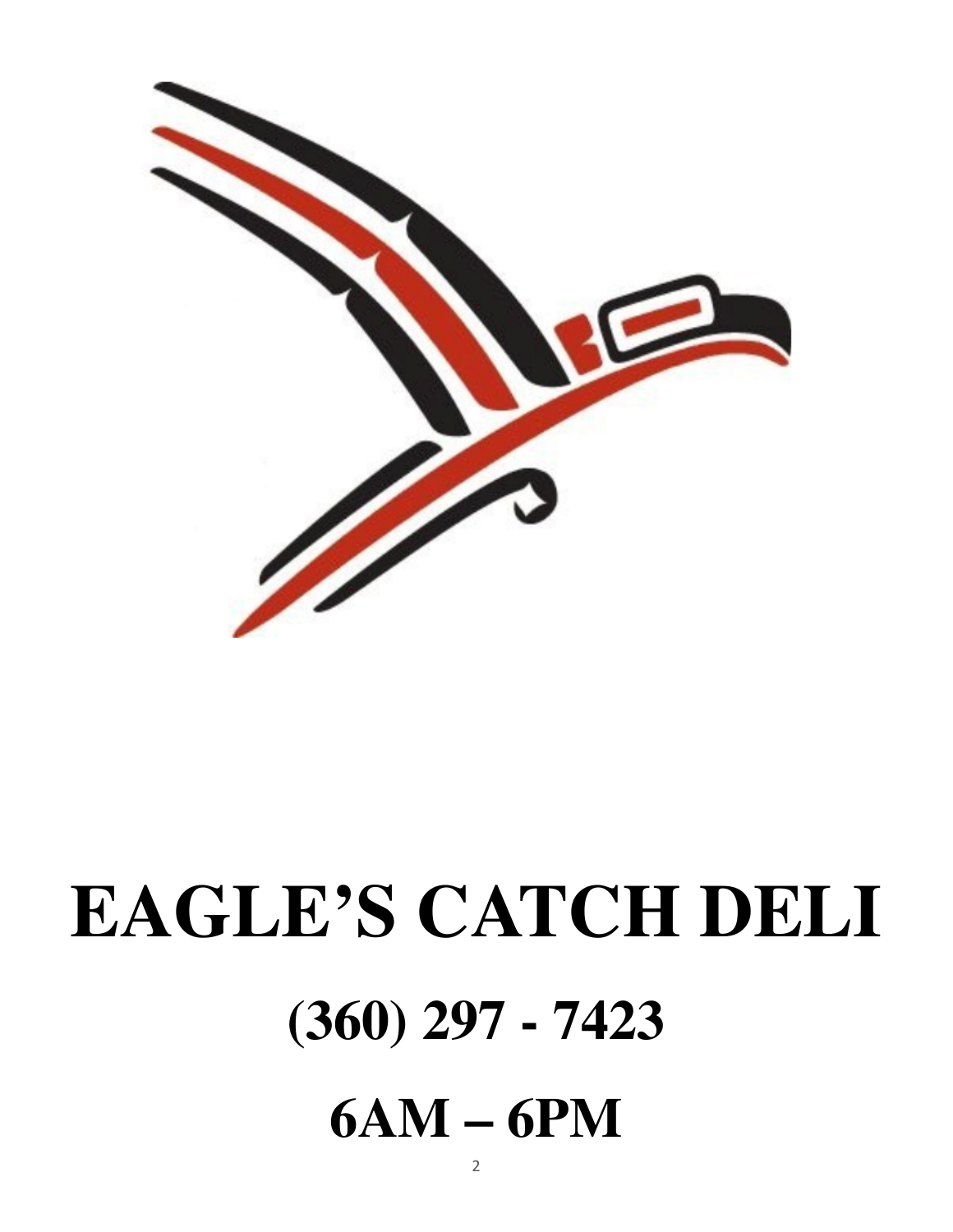# EAGLE’S CATCH DELI

## (360) 297 - 7423

## 6AM – 6PM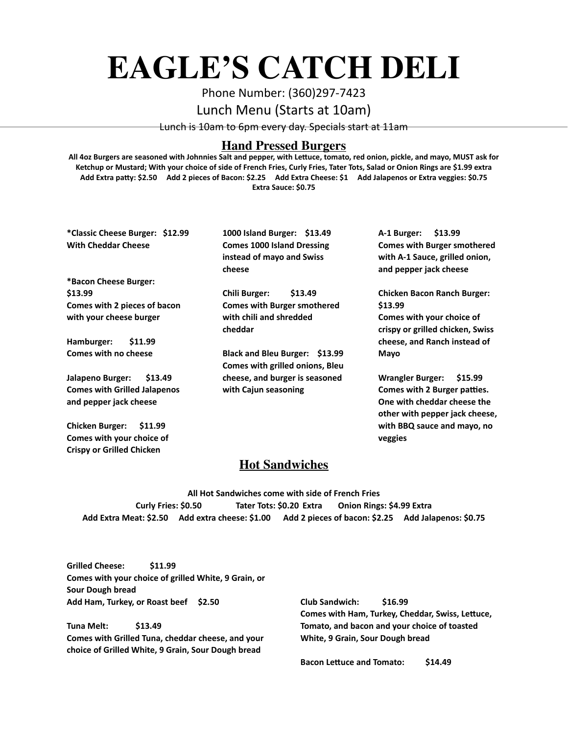# EAGLE'S CATCH DELI

Phone Number: (360)297-7423

Lunch Menu (Starts at 10am)

~~Lunch is 10am to 6pm every day. Specials start at 11am~~

## Hand Pressed Burgers

**All 4oz Burgers are seasoned with Johnnies Salt and pepper, with Lettuce, tomato, red onion, pickle, and mayo, MUST ask for Ketchup or Mustard; With your choice of side of French Fries, Curly Fries, Tater Tots, Salad or Onion Rings are $1.99 extra**
**Add Extra patty: $2.50 Add 2 pieces of Bacon: $2.25 Add Extra Cheese: $1 Add Jalapenos or Extra veggies: $0.75**
**Extra Sauce: $0.75**

**\*Classic Cheese Burger: $12.99**
**With Cheddar Cheese**

**\*Bacon Cheese Burger: $13.99**
**Comes with 2 pieces of bacon with your cheese burger**

**Hamburger: $11.99**
**Comes with no cheese**

**Jalapeno Burger: $13.49**
**Comes with Grilled Jalapenos and pepper jack cheese**

**Chicken Burger: $11.99**
**Comes with your choice of Crispy or Grilled Chicken**

**1000 Island Burger: $13.49**
**Comes 1000 Island Dressing instead of mayo and Swiss cheese**

**Chili Burger: $13.49**
**Comes with Burger smothered with chili and shredded cheddar**

**Black and Bleu Burger: $13.99**
**Comes with grilled onions, Bleu cheese, and burger is seasoned with Cajun seasoning**

**A-1 Burger: $13.99**
**Comes with Burger smothered with A-1 Sauce, grilled onion, and pepper jack cheese**

**Chicken Bacon Ranch Burger: $13.99**
**Comes with your choice of crispy or grilled chicken, Swiss cheese, and Ranch instead of Mayo**

**Wrangler Burger: $15.99**
**Comes with 2 Burger patties. One with cheddar cheese the other with pepper jack cheese, with BBQ sauce and mayo, no veggies**

## Hot Sandwiches

**All Hot Sandwiches come with side of French Fries**
**Curly Fries: $0.50 Tater Tots: $0.20 Extra Onion Rings: $4.99 Extra**
**Add Extra Meat: $2.50 Add extra cheese: $1.00 Add 2 pieces of bacon: $2.25 Add Jalapenos: $0.75**

**Grilled Cheese: $11.99**
**Comes with your choice of grilled White, 9 Grain, or Sour Dough bread**
**Add Ham, Turkey, or Roast beef $2.50**

**Tuna Melt: $13.49**
**Comes with Grilled Tuna, cheddar cheese, and your choice of Grilled White, 9 Grain, Sour Dough bread**

**Club Sandwich: $16.99**
**Comes with Ham, Turkey, Cheddar, Swiss, Lettuce, Tomato, and bacon and your choice of toasted White, 9 Grain, Sour Dough bread**

**Bacon Lettuce and Tomato: $14.49**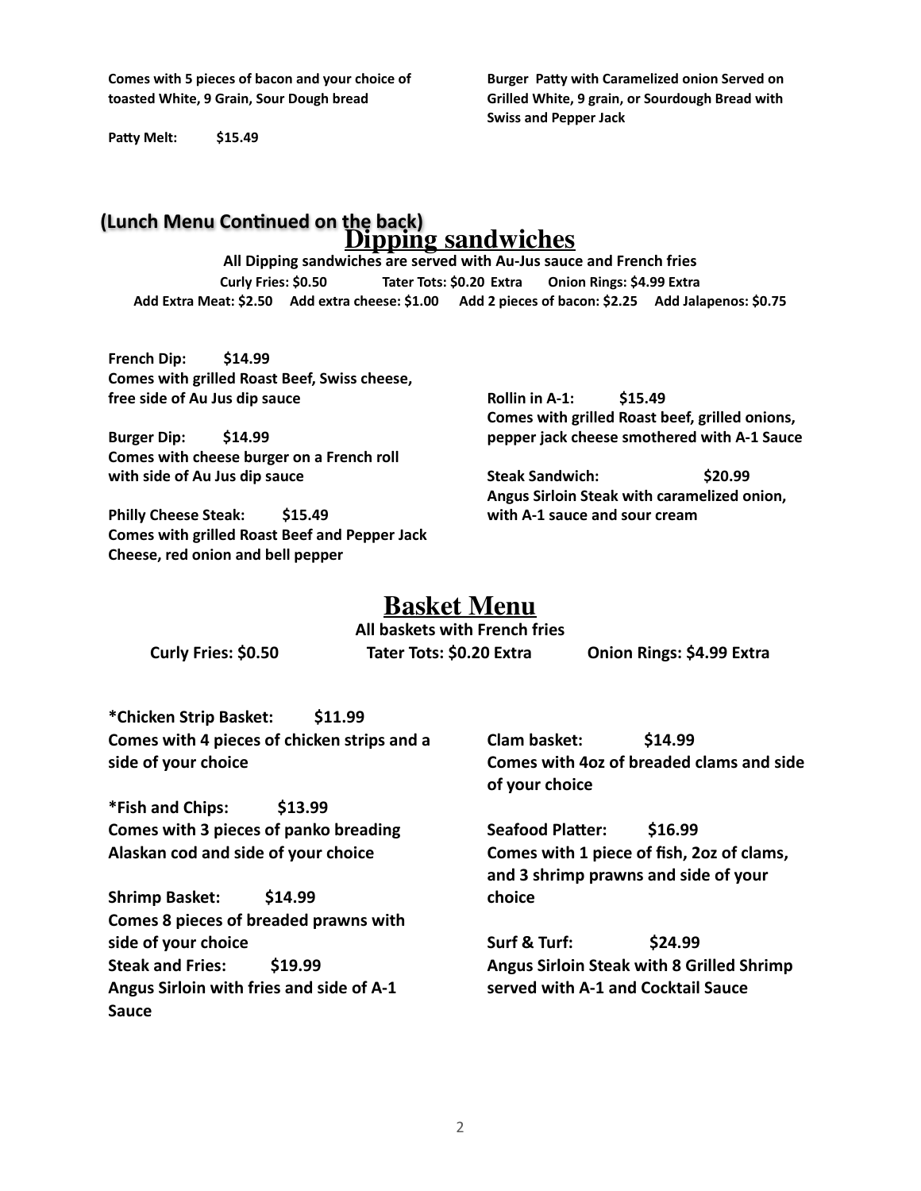Comes with 5 pieces of bacon and your choice of toasted White, 9 Grain, Sour Dough bread

**Patty Melt: $15.49**

Burger Patty with Caramelized onion Served on Grilled White, 9 grain, or Sourdough Bread with Swiss and Pepper Jack

**(Lunch Menu Continued on the back)**

## Dipping sandwiches

**All Dipping sandwiches are served with Au-Jus sauce and French fries**

**Curly Fries: $0.50 Tater Tots: $0.20 Extra Onion Rings: $4.99 Extra**

**Add Extra Meat: $2.50 Add extra cheese: $1.00 Add 2 pieces of bacon: $2.25 Add Jalapenos: $0.75**

**French Dip: $14.99**
**Comes with grilled Roast Beef, Swiss cheese, free side of Au Jus dip sauce**

**Burger Dip: $14.99**
**Comes with cheese burger on a French roll with side of Au Jus dip sauce**

**Philly Cheese Steak: $15.49**
**Comes with grilled Roast Beef and Pepper Jack Cheese, red onion and bell pepper**

**Rollin in A-1: $15.49**
**Comes with grilled Roast beef, grilled onions, pepper jack cheese smothered with A-1 Sauce**

**Steak Sandwich: $20.99**
**Angus Sirloin Steak with caramelized onion, with A-1 sauce and sour cream**

## Basket Menu

**All baskets with French fries**

**Curly Fries: $0.50 Tater Tots: $0.20 Extra Onion Rings: $4.99 Extra**

**\*Chicken Strip Basket: $11.99**
**Comes with 4 pieces of chicken strips and a side of your choice**

**\*Fish and Chips: $13.99**
**Comes with 3 pieces of panko breading Alaskan cod and side of your choice**

**Shrimp Basket: $14.99**
**Comes 8 pieces of breaded prawns with side of your choice**

**Steak and Fries: $19.99**
**Angus Sirloin with fries and side of A-1 Sauce**

**Clam basket: $14.99**
**Comes with 4oz of breaded clams and side of your choice**

**Seafood Platter: $16.99**
**Comes with 1 piece of fish, 2oz of clams, and 3 shrimp prawns and side of your choice**

**Surf & Turf: $24.99**
**Angus Sirloin Steak with 8 Grilled Shrimp served with A-1 and Cocktail Sauce**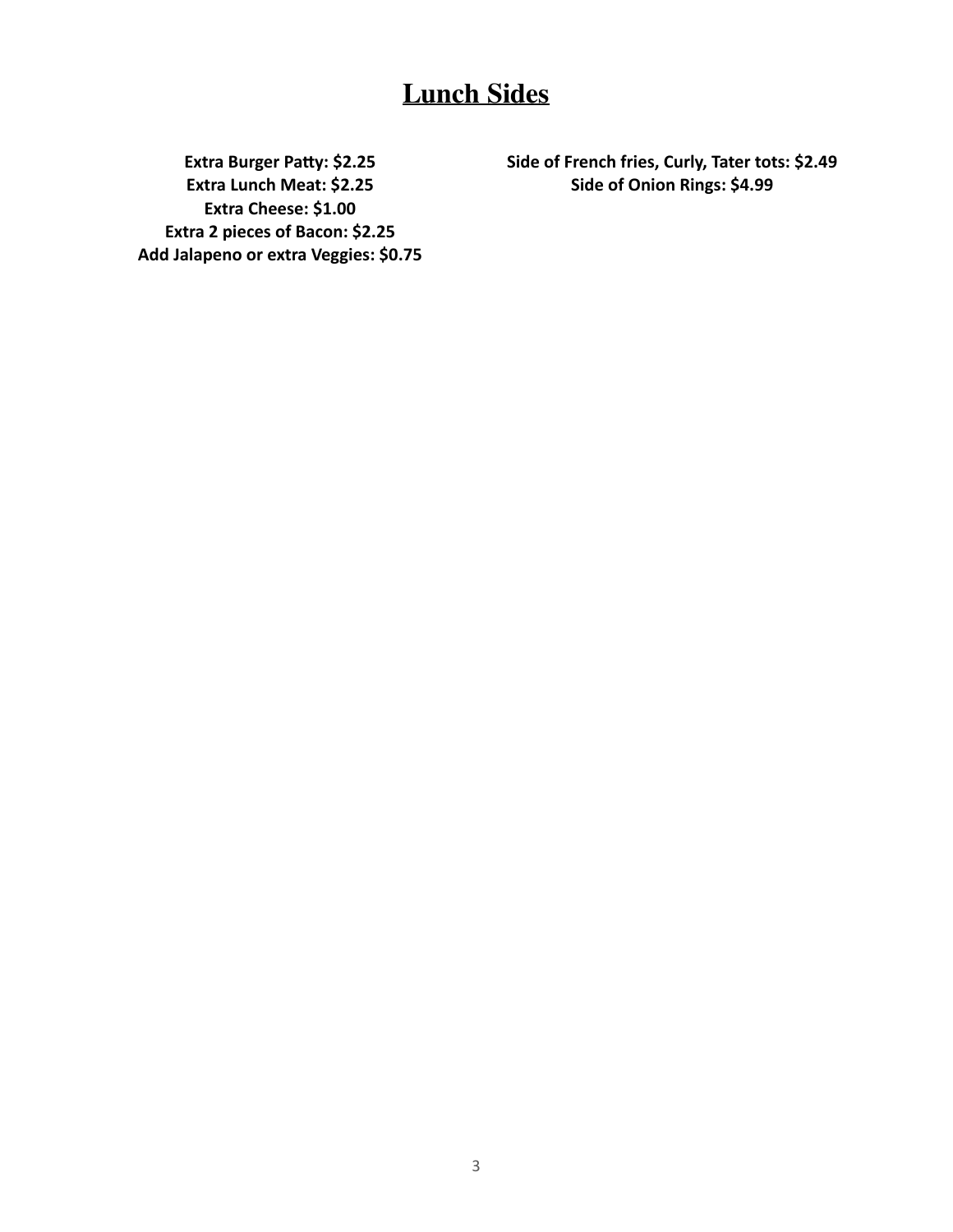# Lunch Sides

**Extra Burger Patty: $2.25**
**Extra Lunch Meat: $2.25**
**Extra Cheese: $1.00**
**Extra 2 pieces of Bacon: $2.25**
**Add Jalapeno or extra Veggies: $0.75**

**Side of French fries, Curly, Tater tots: $2.49**
**Side of Onion Rings: $4.99**